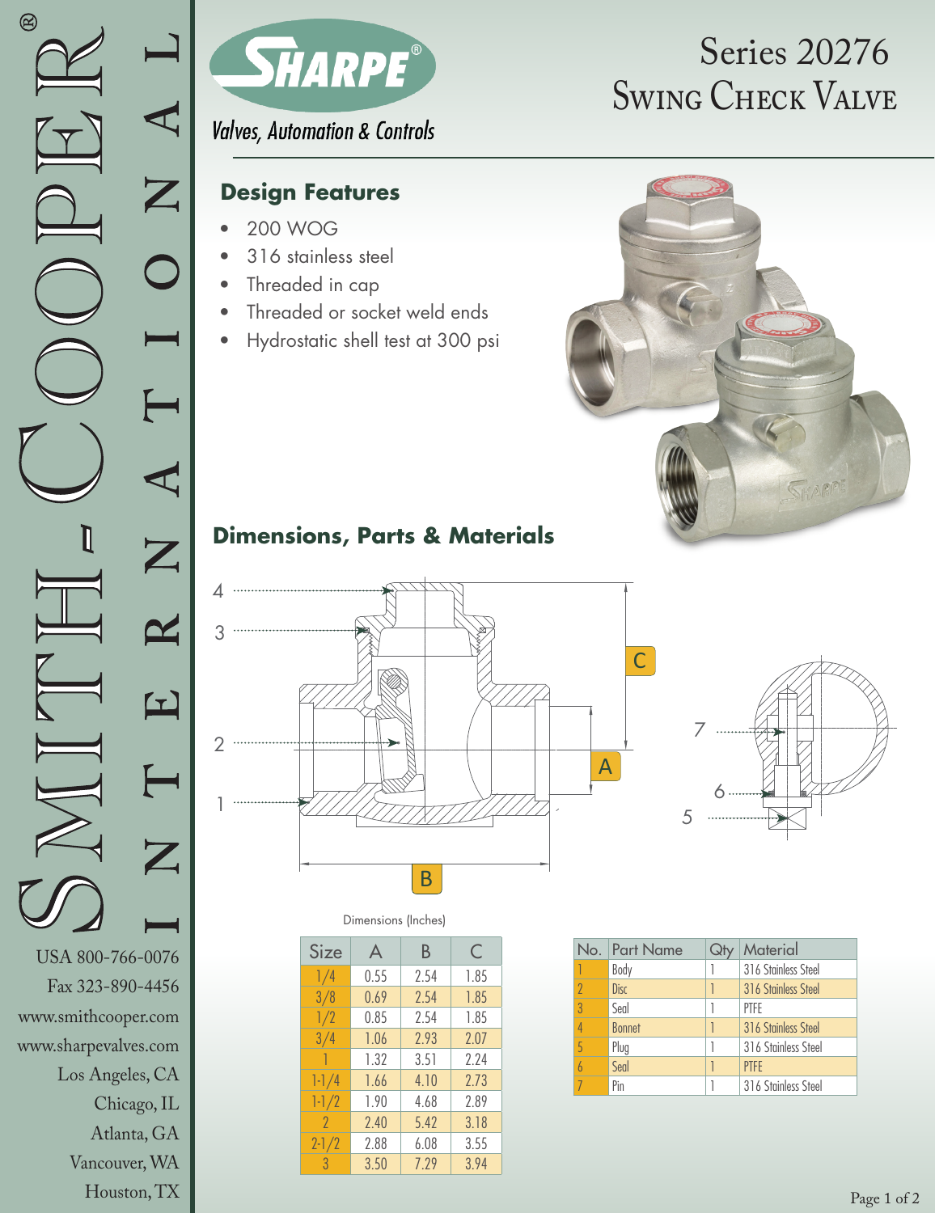# Series 20276 Swing Check Valve

SHARPE®

*Valves, Automation & Controls*

## Design Features

- 200 WOG
- 316 stainless steel
- Threaded in cap
- Threaded or socket weld ends
- Hydrostatic shell test at 300 psi

## Dimensions, Parts & Materials

Dimensions (Inches)

| Size | A | B | C |
|---|---|---|---|
| 1/4 | 0.55 | 2.54 | 1.85 |
| 3/8 | 0.69 | 2.54 | 1.85 |
| 1/2 | 0.85 | 2.54 | 1.85 |
| 3/4 | 1.06 | 2.93 | 2.07 |
| 1 | 1.32 | 3.51 | 2.24 |
| 1-1/4 | 1.66 | 4.10 | 2.73 |
| 1-1/2 | 1.90 | 4.68 | 2.89 |
| 2 | 2.40 | 5.42 | 3.18 |
| 2-1/2 | 2.88 | 6.08 | 3.55 |
| 3 | 3.50 | 7.29 | 3.94 |

| No. | Part Name | Qty | Material |
|---|---|---|---|
| 1 | Body | 1 | 316 Stainless Steel |
| 2 | Disc | 1 | 316 Stainless Steel |
| 3 | Seal | 1 | PTFE |
| 4 | Bonnet | 1 | 316 Stainless Steel |
| 5 | Plug | 1 | 316 Stainless Steel |
| 6 | Seal | 1 | PTFE |
| 7 | Pin | 1 | 316 Stainless Steel |

SMITH-COOPER® INTERNATIONAL

USA 800-766-0076
Fax 323-890-4456
www.smithcooper.com
www.sharpevalves.com
Los Angeles, CA
Chicago, IL
Atlanta, GA
Vancouver, WA
Houston, TX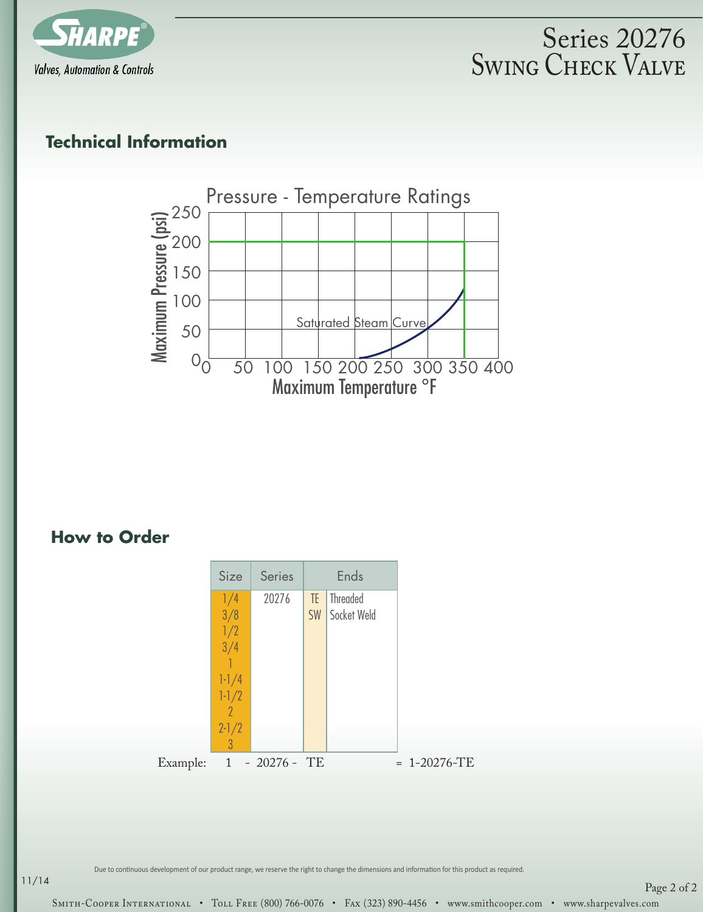# Series 20276 Swing Check Valve

## Technical Information

Pressure - Temperature Ratings

Maximum Pressure (psi)

250
200
150
100
50
0

0 50 100 150 200 250 300 350 400

Maximum Temperature °F

Saturated Steam Curve

## How to Order

| Size | Series | Ends | |
|---|---|---|---|
| 1/4 | 20276 | TE | Threaded |
| 3/8 | | SW | Socket Weld |
| 1/2 | | | |
| 3/4 | | | |
| 1 | | | |
| 1-1/4 | | | |
| 1-1/2 | | | |
| 2 | | | |
| 2-1/2 | | | |
| 3 | | | |

Example: 1 - 20276 - TE = 1-20276-TE

Due to continuous development of our product range, we reserve the right to change the dimensions and information for this product as required.

11/14

Smith-Cooper International • Toll Free (800) 766-0076 • Fax (323) 890-4456 • www.smithcooper.com • www.sharpevalves.com